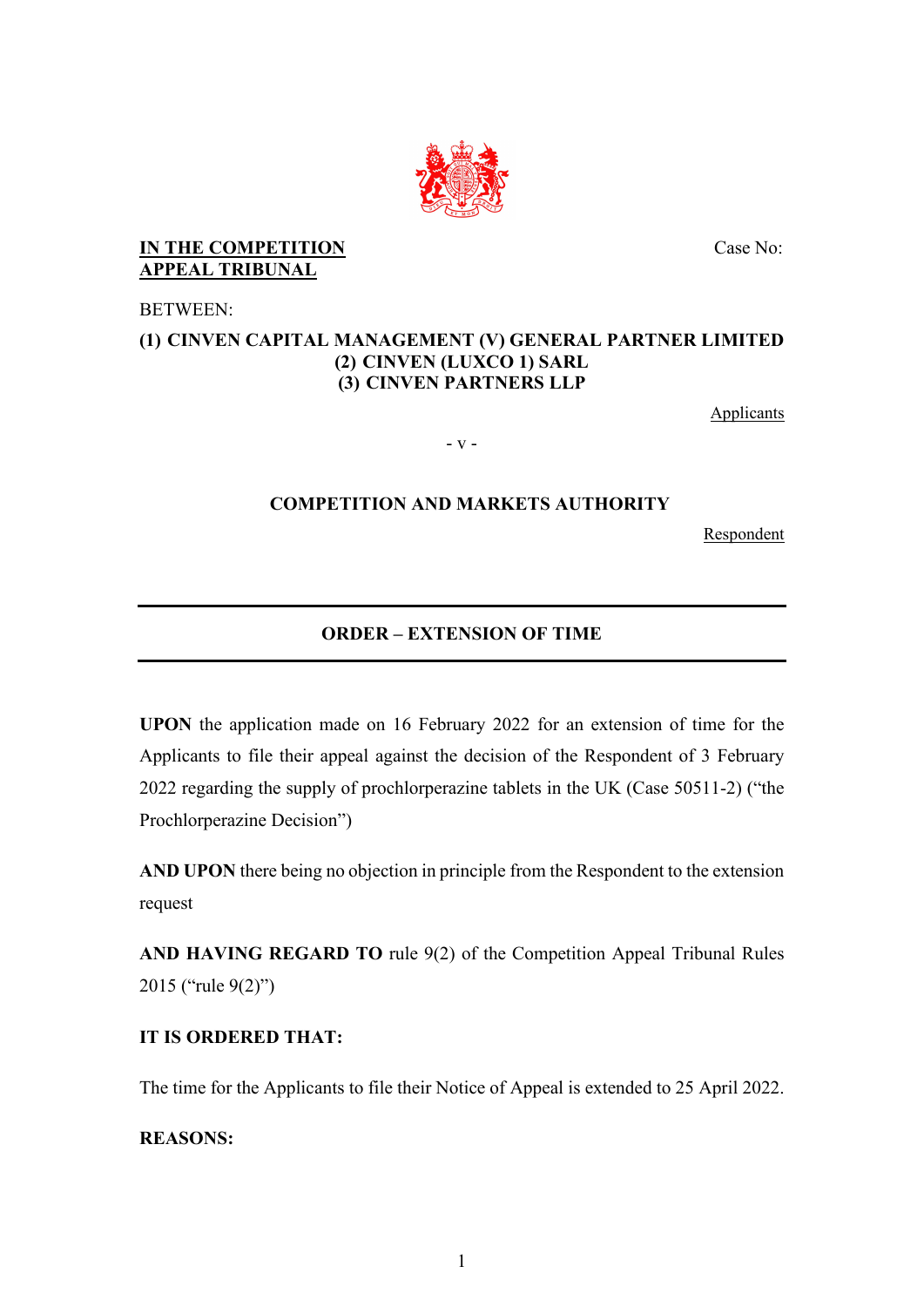**IN THE COMPETITION APPEAL TRIBUNAL**

Case No:

BETWEEN:

**(1) CINVEN CAPITAL MANAGEMENT (V) GENERAL PARTNER LIMITED**
**(2) CINVEN (LUXCO 1) SARL**
**(3) CINVEN PARTNERS LLP**

Applicants

- v -

**COMPETITION AND MARKETS AUTHORITY**

Respondent

---

**ORDER – EXTENSION OF TIME**

---

**UPON** the application made on 16 February 2022 for an extension of time for the Applicants to file their appeal against the decision of the Respondent of 3 February 2022 regarding the supply of prochlorperazine tablets in the UK (Case 50511-2) ("the Prochlorperazine Decision")

**AND UPON** there being no objection in principle from the Respondent to the extension request

**AND HAVING REGARD TO** rule 9(2) of the Competition Appeal Tribunal Rules 2015 ("rule 9(2)")

**IT IS ORDERED THAT:**

The time for the Applicants to file their Notice of Appeal is extended to 25 April 2022.

**REASONS:**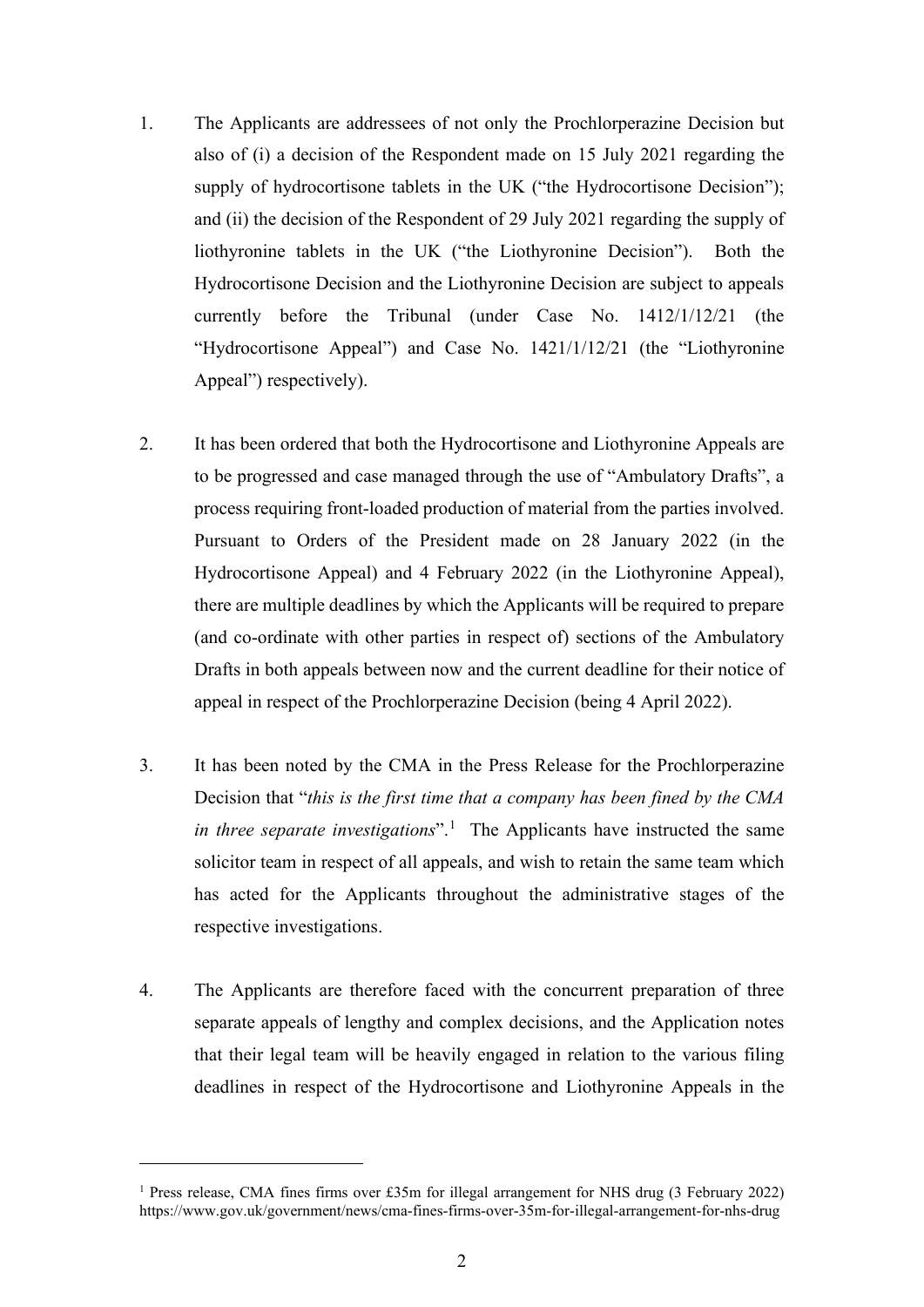1. The Applicants are addressees of not only the Prochlorperazine Decision but also of (i) a decision of the Respondent made on 15 July 2021 regarding the supply of hydrocortisone tablets in the UK ("the Hydrocortisone Decision"); and (ii) the decision of the Respondent of 29 July 2021 regarding the supply of liothyronine tablets in the UK ("the Liothyronine Decision"). Both the Hydrocortisone Decision and the Liothyronine Decision are subject to appeals currently before the Tribunal (under Case No. 1412/1/12/21 (the "Hydrocortisone Appeal") and Case No. 1421/1/12/21 (the "Liothyronine Appeal") respectively).

2. It has been ordered that both the Hydrocortisone and Liothyronine Appeals are to be progressed and case managed through the use of "Ambulatory Drafts", a process requiring front-loaded production of material from the parties involved. Pursuant to Orders of the President made on 28 January 2022 (in the Hydrocortisone Appeal) and 4 February 2022 (in the Liothyronine Appeal), there are multiple deadlines by which the Applicants will be required to prepare (and co-ordinate with other parties in respect of) sections of the Ambulatory Drafts in both appeals between now and the current deadline for their notice of appeal in respect of the Prochlorperazine Decision (being 4 April 2022).

3. It has been noted by the CMA in the Press Release for the Prochlorperazine Decision that "*this is the first time that a company has been fined by the CMA in three separate investigations*".[1] The Applicants have instructed the same solicitor team in respect of all appeals, and wish to retain the same team which has acted for the Applicants throughout the administrative stages of the respective investigations.

4. The Applicants are therefore faced with the concurrent preparation of three separate appeals of lengthy and complex decisions, and the Application notes that their legal team will be heavily engaged in relation to the various filing deadlines in respect of the Hydrocortisone and Liothyronine Appeals in the

---

[1] Press release, CMA fines firms over £35m for illegal arrangement for NHS drug (3 February 2022) https://www.gov.uk/government/news/cma-fines-firms-over-35m-for-illegal-arrangement-for-nhs-drug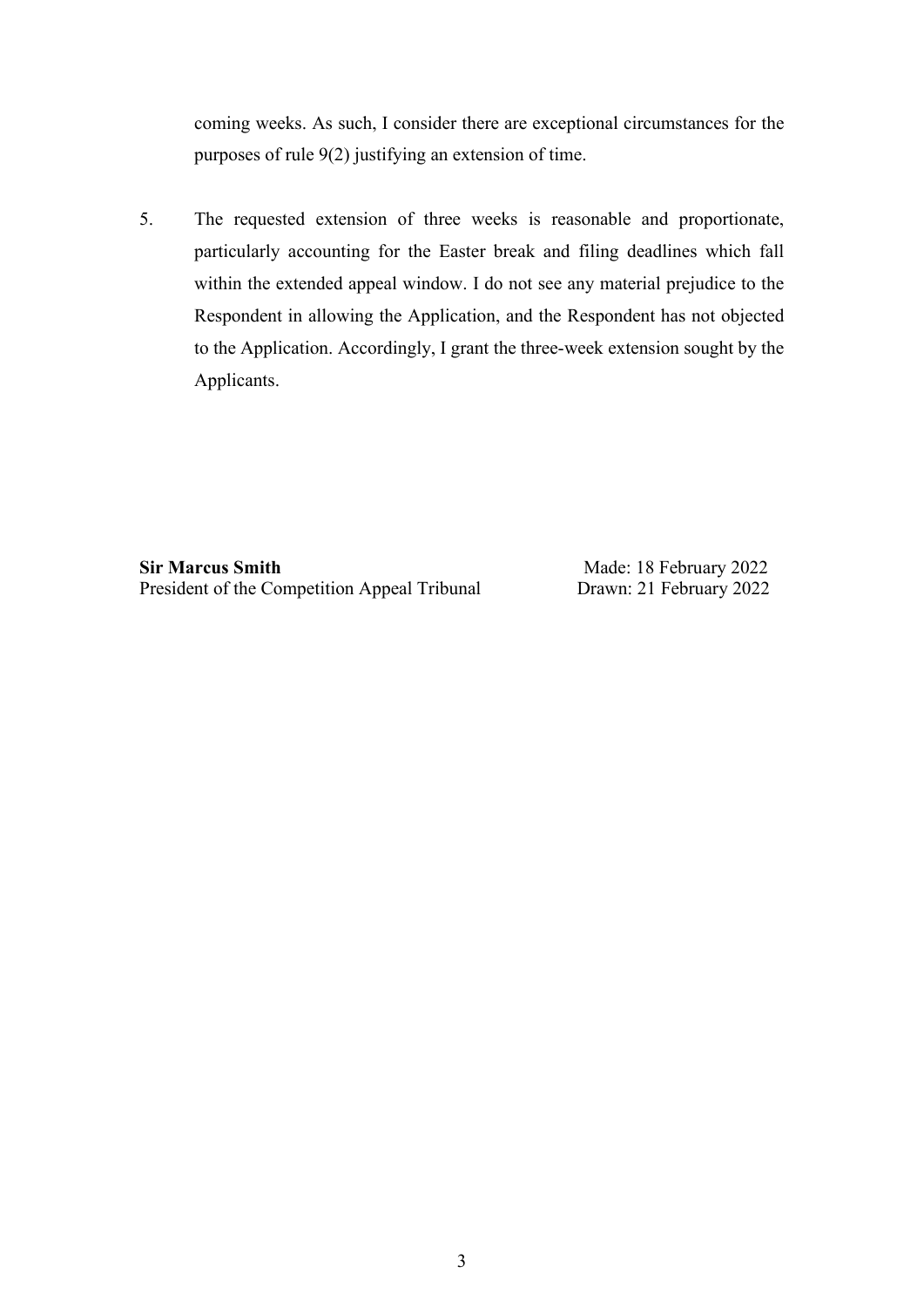coming weeks. As such, I consider there are exceptional circumstances for the purposes of rule 9(2) justifying an extension of time.

5. The requested extension of three weeks is reasonable and proportionate, particularly accounting for the Easter break and filing deadlines which fall within the extended appeal window. I do not see any material prejudice to the Respondent in allowing the Application, and the Respondent has not objected to the Application. Accordingly, I grant the three-week extension sought by the Applicants.

**Sir Marcus Smith**
President of the Competition Appeal Tribunal

Made: 18 February 2022
Drawn: 21 February 2022